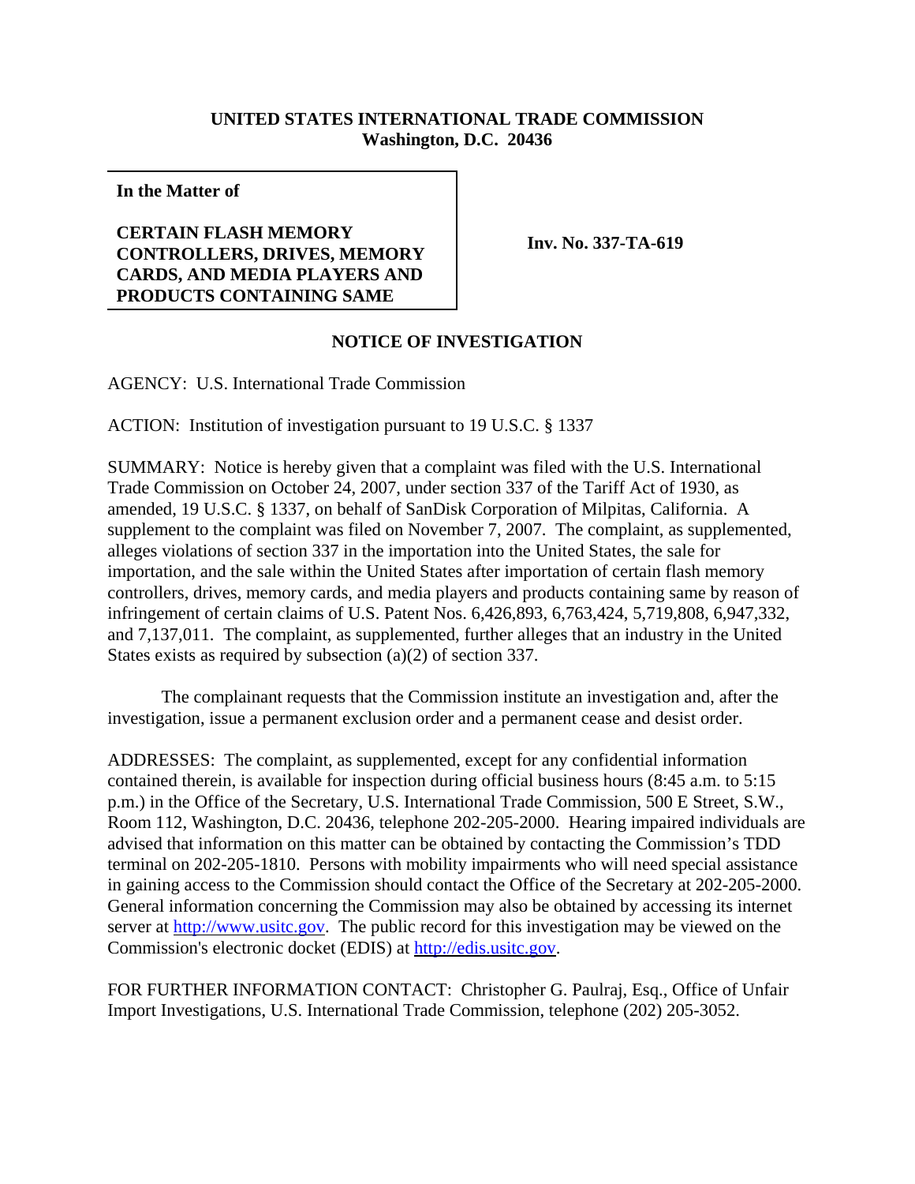**UNITED STATES INTERNATIONAL TRADE COMMISSION**
**Washington, D.C. 20436**

| **In the Matter of**<br><br>**CERTAIN FLASH MEMORY CONTROLLERS, DRIVES, MEMORY CARDS, AND MEDIA PLAYERS AND PRODUCTS CONTAINING SAME** | **Inv. No. 337-TA-619** |
|---|---|

## NOTICE OF INVESTIGATION

AGENCY: U.S. International Trade Commission

ACTION: Institution of investigation pursuant to 19 U.S.C. § 1337

SUMMARY: Notice is hereby given that a complaint was filed with the U.S. International Trade Commission on October 24, 2007, under section 337 of the Tariff Act of 1930, as amended, 19 U.S.C. § 1337, on behalf of SanDisk Corporation of Milpitas, California. A supplement to the complaint was filed on November 7, 2007. The complaint, as supplemented, alleges violations of section 337 in the importation into the United States, the sale for importation, and the sale within the United States after importation of certain flash memory controllers, drives, memory cards, and media players and products containing same by reason of infringement of certain claims of U.S. Patent Nos. 6,426,893, 6,763,424, 5,719,808, 6,947,332, and 7,137,011. The complaint, as supplemented, further alleges that an industry in the United States exists as required by subsection (a)(2) of section 337.

The complainant requests that the Commission institute an investigation and, after the investigation, issue a permanent exclusion order and a permanent cease and desist order.

ADDRESSES: The complaint, as supplemented, except for any confidential information contained therein, is available for inspection during official business hours (8:45 a.m. to 5:15 p.m.) in the Office of the Secretary, U.S. International Trade Commission, 500 E Street, S.W., Room 112, Washington, D.C. 20436, telephone 202-205-2000. Hearing impaired individuals are advised that information on this matter can be obtained by contacting the Commission's TDD terminal on 202-205-1810. Persons with mobility impairments who will need special assistance in gaining access to the Commission should contact the Office of the Secretary at 202-205-2000. General information concerning the Commission may also be obtained by accessing its internet server at http://www.usitc.gov. The public record for this investigation may be viewed on the Commission's electronic docket (EDIS) at http://edis.usitc.gov.

FOR FURTHER INFORMATION CONTACT: Christopher G. Paulraj, Esq., Office of Unfair Import Investigations, U.S. International Trade Commission, telephone (202) 205-3052.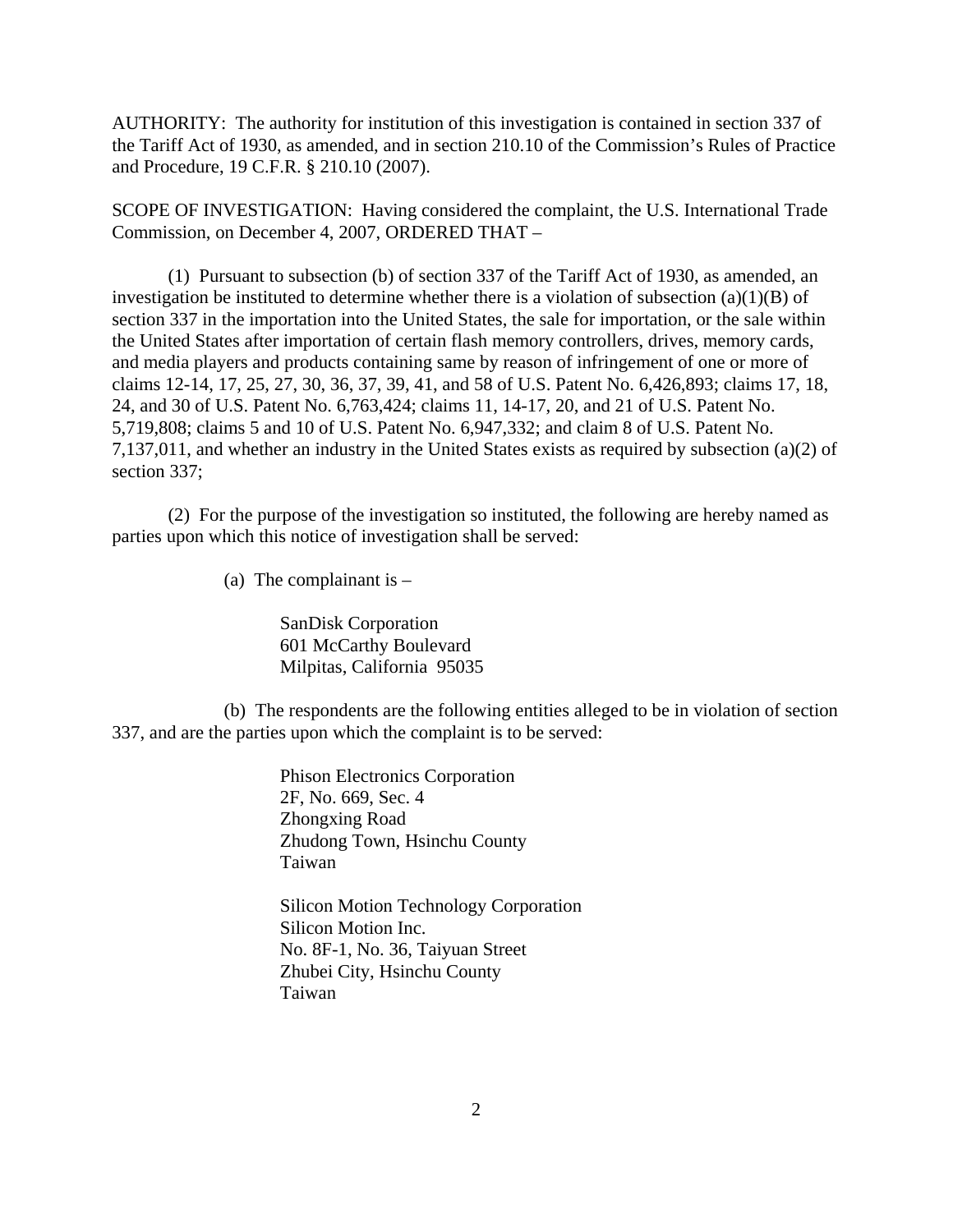AUTHORITY: The authority for institution of this investigation is contained in section 337 of the Tariff Act of 1930, as amended, and in section 210.10 of the Commission's Rules of Practice and Procedure, 19 C.F.R. § 210.10 (2007).

SCOPE OF INVESTIGATION: Having considered the complaint, the U.S. International Trade Commission, on December 4, 2007, ORDERED THAT –

(1) Pursuant to subsection (b) of section 337 of the Tariff Act of 1930, as amended, an investigation be instituted to determine whether there is a violation of subsection (a)(1)(B) of section 337 in the importation into the United States, the sale for importation, or the sale within the United States after importation of certain flash memory controllers, drives, memory cards, and media players and products containing same by reason of infringement of one or more of claims 12-14, 17, 25, 27, 30, 36, 37, 39, 41, and 58 of U.S. Patent No. 6,426,893; claims 17, 18, 24, and 30 of U.S. Patent No. 6,763,424; claims 11, 14-17, 20, and 21 of U.S. Patent No. 5,719,808; claims 5 and 10 of U.S. Patent No. 6,947,332; and claim 8 of U.S. Patent No. 7,137,011, and whether an industry in the United States exists as required by subsection (a)(2) of section 337;

(2) For the purpose of the investigation so instituted, the following are hereby named as parties upon which this notice of investigation shall be served:

(a) The complainant is –

SanDisk Corporation
601 McCarthy Boulevard
Milpitas, California 95035

(b) The respondents are the following entities alleged to be in violation of section 337, and are the parties upon which the complaint is to be served:

Phison Electronics Corporation
2F, No. 669, Sec. 4
Zhongxing Road
Zhudong Town, Hsinchu County
Taiwan

Silicon Motion Technology Corporation
Silicon Motion Inc.
No. 8F-1, No. 36, Taiyuan Street
Zhubei City, Hsinchu County
Taiwan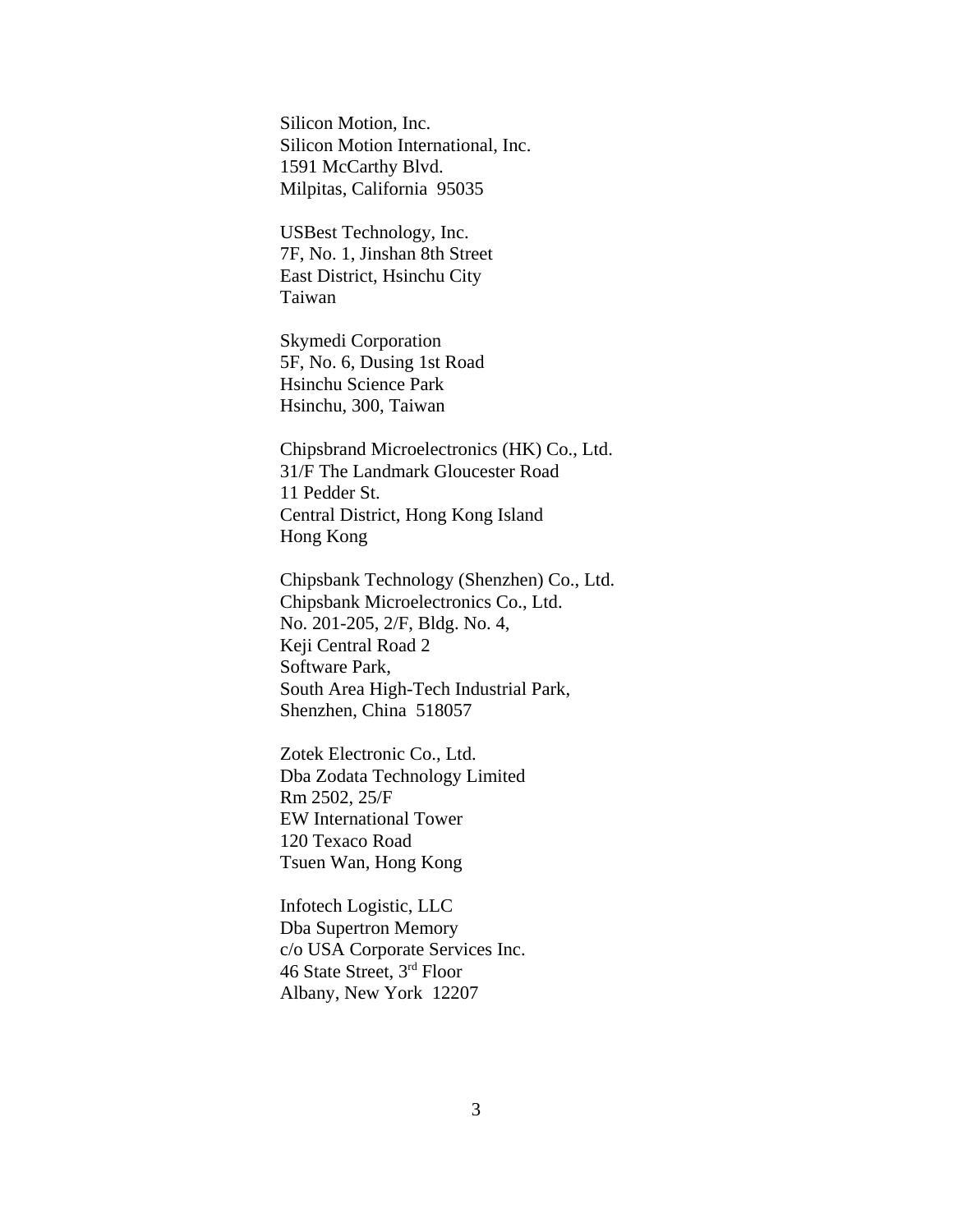Silicon Motion, Inc.
Silicon Motion International, Inc.
1591 McCarthy Blvd.
Milpitas, California 95035

USBest Technology, Inc.
7F, No. 1, Jinshan 8th Street
East District, Hsinchu City
Taiwan

Skymedi Corporation
5F, No. 6, Dusing 1st Road
Hsinchu Science Park
Hsinchu, 300, Taiwan

Chipsbrand Microelectronics (HK) Co., Ltd.
31/F The Landmark Gloucester Road
11 Pedder St.
Central District, Hong Kong Island
Hong Kong

Chipsbank Technology (Shenzhen) Co., Ltd.
Chipsbank Microelectronics Co., Ltd.
No. 201-205, 2/F, Bldg. No. 4,
Keji Central Road 2
Software Park,
South Area High-Tech Industrial Park,
Shenzhen, China 518057

Zotek Electronic Co., Ltd.
Dba Zodata Technology Limited
Rm 2502, 25/F
EW International Tower
120 Texaco Road
Tsuen Wan, Hong Kong

Infotech Logistic, LLC
Dba Supertron Memory
c/o USA Corporate Services Inc.
46 State Street, 3rd Floor
Albany, New York 12207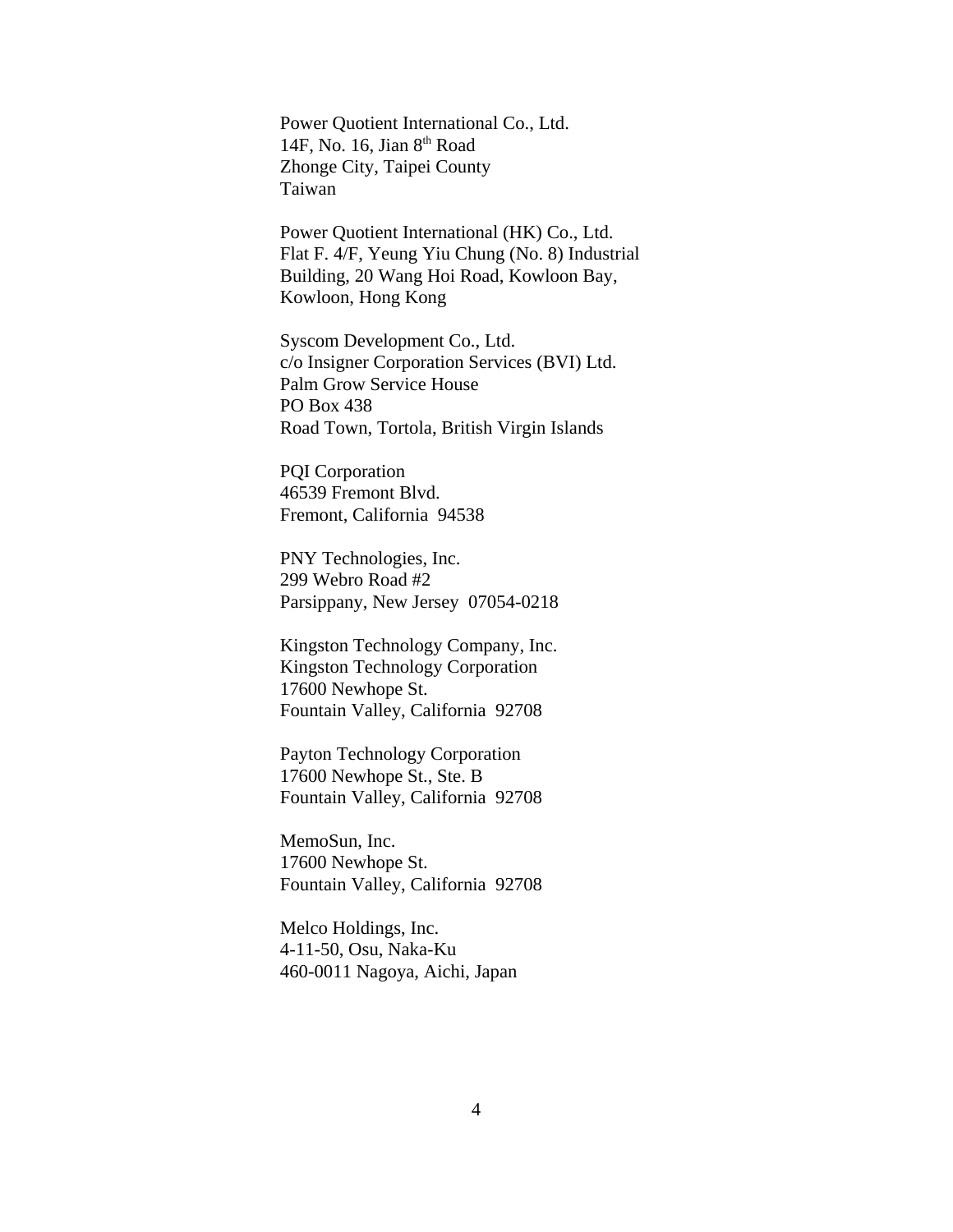Power Quotient International Co., Ltd.
14F, No. 16, Jian 8th Road
Zhonge City, Taipei County
Taiwan

Power Quotient International (HK) Co., Ltd.
Flat F. 4/F, Yeung Yiu Chung (No. 8) Industrial
Building, 20 Wang Hoi Road, Kowloon Bay,
Kowloon, Hong Kong

Syscom Development Co., Ltd.
c/o Insigner Corporation Services (BVI) Ltd.
Palm Grow Service House
PO Box 438
Road Town, Tortola, British Virgin Islands

PQI Corporation
46539 Fremont Blvd.
Fremont, California 94538

PNY Technologies, Inc.
299 Webro Road #2
Parsippany, New Jersey 07054-0218

Kingston Technology Company, Inc.
Kingston Technology Corporation
17600 Newhope St.
Fountain Valley, California 92708

Payton Technology Corporation
17600 Newhope St., Ste. B
Fountain Valley, California 92708

MemoSun, Inc.
17600 Newhope St.
Fountain Valley, California 92708

Melco Holdings, Inc.
4-11-50, Osu, Naka-Ku
460-0011 Nagoya, Aichi, Japan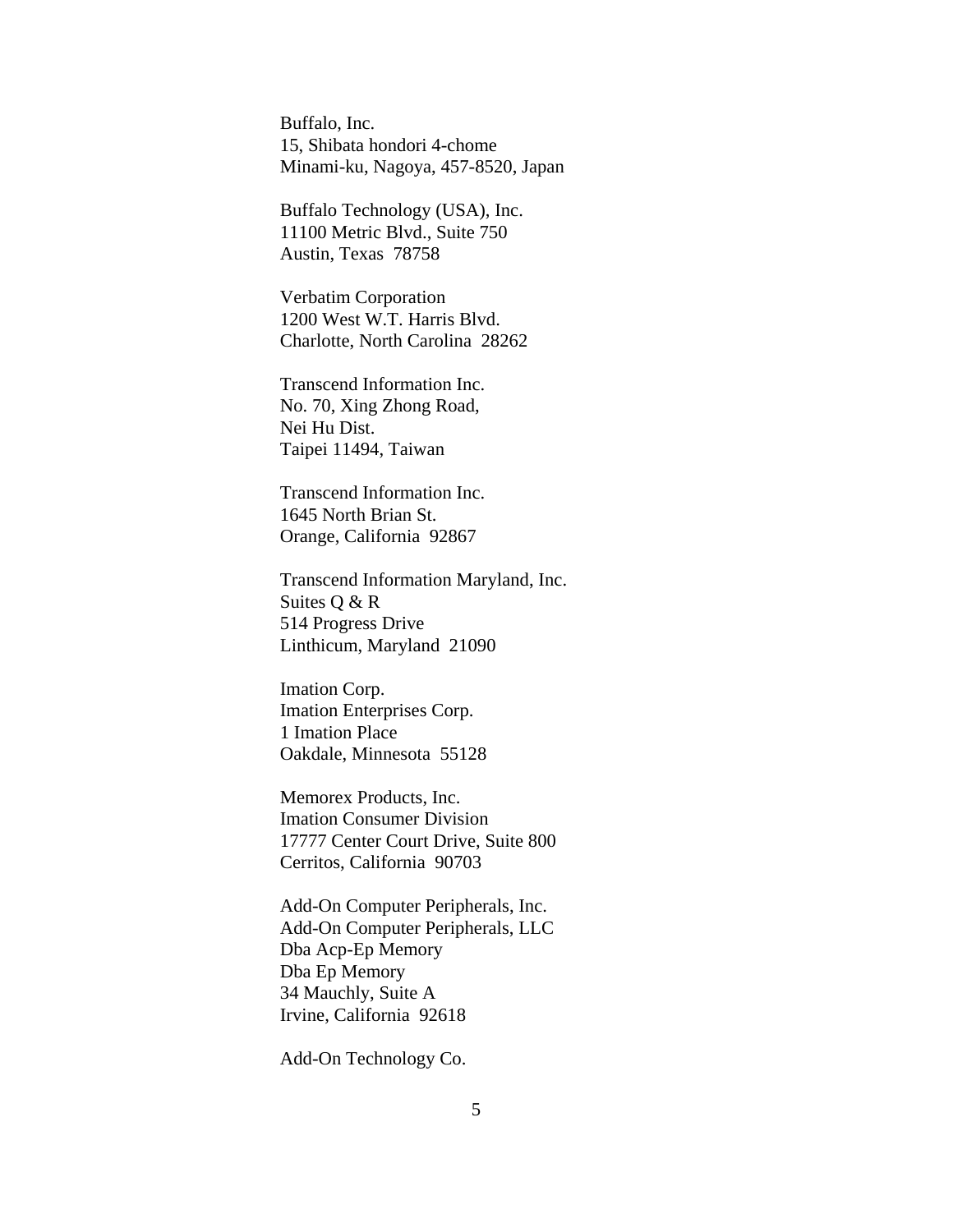Buffalo, Inc.
15, Shibata hondori 4-chome
Minami-ku, Nagoya, 457-8520, Japan

Buffalo Technology (USA), Inc.
11100 Metric Blvd., Suite 750
Austin, Texas 78758

Verbatim Corporation
1200 West W.T. Harris Blvd.
Charlotte, North Carolina 28262

Transcend Information Inc.
No. 70, Xing Zhong Road,
Nei Hu Dist.
Taipei 11494, Taiwan

Transcend Information Inc.
1645 North Brian St.
Orange, California 92867

Transcend Information Maryland, Inc.
Suites Q & R
514 Progress Drive
Linthicum, Maryland 21090

Imation Corp.
Imation Enterprises Corp.
1 Imation Place
Oakdale, Minnesota 55128

Memorex Products, Inc.
Imation Consumer Division
17777 Center Court Drive, Suite 800
Cerritos, California 90703

Add-On Computer Peripherals, Inc.
Add-On Computer Peripherals, LLC
Dba Acp-Ep Memory
Dba Ep Memory
34 Mauchly, Suite A
Irvine, California 92618

Add-On Technology Co.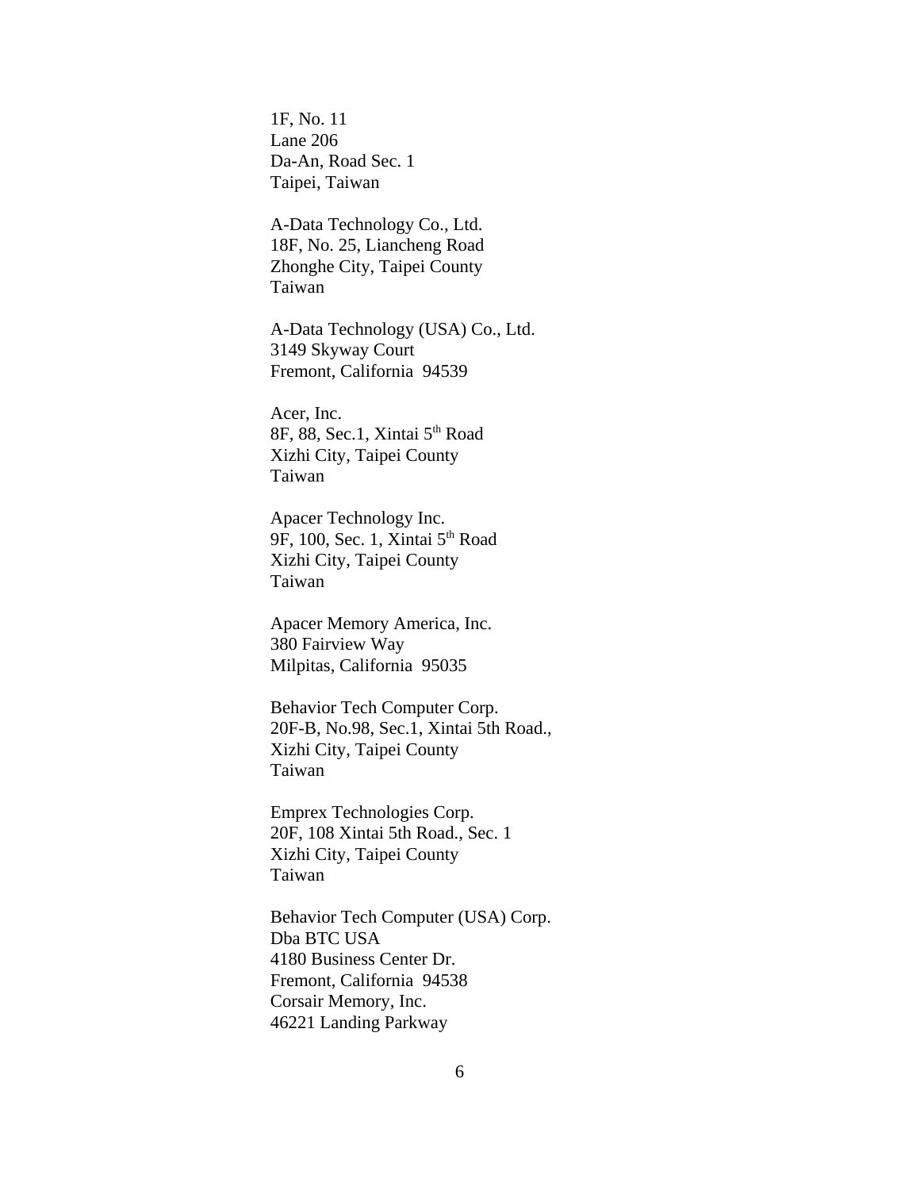1F, No. 11
Lane 206
Da-An, Road Sec. 1
Taipei, Taiwan

A-Data Technology Co., Ltd.
18F, No. 25, Liancheng Road
Zhonghe City, Taipei County
Taiwan

A-Data Technology (USA) Co., Ltd.
3149 Skyway Court
Fremont, California 94539

Acer, Inc.
8F, 88, Sec.1, Xintai 5th Road
Xizhi City, Taipei County
Taiwan

Apacer Technology Inc.
9F, 100, Sec. 1, Xintai 5th Road
Xizhi City, Taipei County
Taiwan

Apacer Memory America, Inc.
380 Fairview Way
Milpitas, California 95035

Behavior Tech Computer Corp.
20F-B, No.98, Sec.1, Xintai 5th Road.,
Xizhi City, Taipei County
Taiwan

Emprex Technologies Corp.
20F, 108 Xintai 5th Road., Sec. 1
Xizhi City, Taipei County
Taiwan

Behavior Tech Computer (USA) Corp.
Dba BTC USA
4180 Business Center Dr.
Fremont, California 94538
Corsair Memory, Inc.
46221 Landing Parkway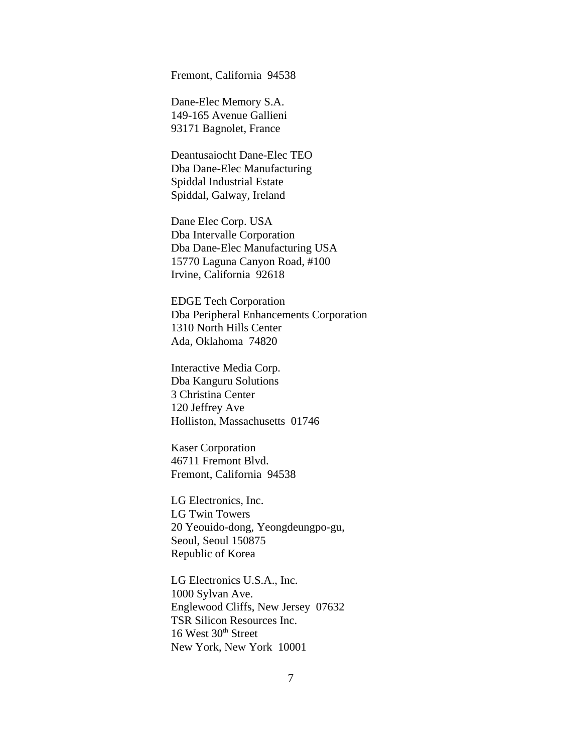Fremont, California  94538

Dane-Elec Memory S.A.
149-165 Avenue Gallieni
93171 Bagnolet, France

Deantusaiocht Dane-Elec TEO
Dba Dane-Elec Manufacturing
Spiddal Industrial Estate
Spiddal, Galway, Ireland

Dane Elec Corp. USA
Dba Intervalle Corporation
Dba Dane-Elec Manufacturing USA
15770 Laguna Canyon Road, #100
Irvine, California  92618

EDGE Tech Corporation
Dba Peripheral Enhancements Corporation
1310 North Hills Center
Ada, Oklahoma  74820

Interactive Media Corp.
Dba Kanguru Solutions
3 Christina Center
120 Jeffrey Ave
Holliston, Massachusetts  01746

Kaser Corporation
46711 Fremont Blvd.
Fremont, California  94538

LG Electronics, Inc.
LG Twin Towers
20 Yeouido-dong, Yeongdeungpo-gu,
Seoul, Seoul 150875
Republic of Korea

LG Electronics U.S.A., Inc.
1000 Sylvan Ave.
Englewood Cliffs, New Jersey  07632
TSR Silicon Resources Inc.
16 West 30th Street
New York, New York  10001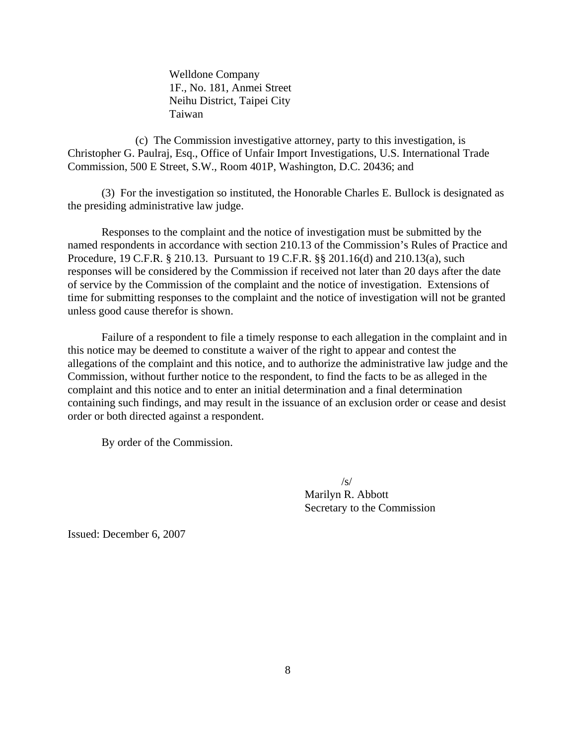Welldone Company
1F., No. 181, Anmei Street
Neihu District, Taipei City
Taiwan

(c) The Commission investigative attorney, party to this investigation, is Christopher G. Paulraj, Esq., Office of Unfair Import Investigations, U.S. International Trade Commission, 500 E Street, S.W., Room 401P, Washington, D.C. 20436; and

(3) For the investigation so instituted, the Honorable Charles E. Bullock is designated as the presiding administrative law judge.

Responses to the complaint and the notice of investigation must be submitted by the named respondents in accordance with section 210.13 of the Commission's Rules of Practice and Procedure, 19 C.F.R. § 210.13. Pursuant to 19 C.F.R. §§ 201.16(d) and 210.13(a), such responses will be considered by the Commission if received not later than 20 days after the date of service by the Commission of the complaint and the notice of investigation. Extensions of time for submitting responses to the complaint and the notice of investigation will not be granted unless good cause therefor is shown.

Failure of a respondent to file a timely response to each allegation in the complaint and in this notice may be deemed to constitute a waiver of the right to appear and contest the allegations of the complaint and this notice, and to authorize the administrative law judge and the Commission, without further notice to the respondent, to find the facts to be as alleged in the complaint and this notice and to enter an initial determination and a final determination containing such findings, and may result in the issuance of an exclusion order or cease and desist order or both directed against a respondent.

By order of the Commission.

/s/
Marilyn R. Abbott
Secretary to the Commission

Issued: December 6, 2007